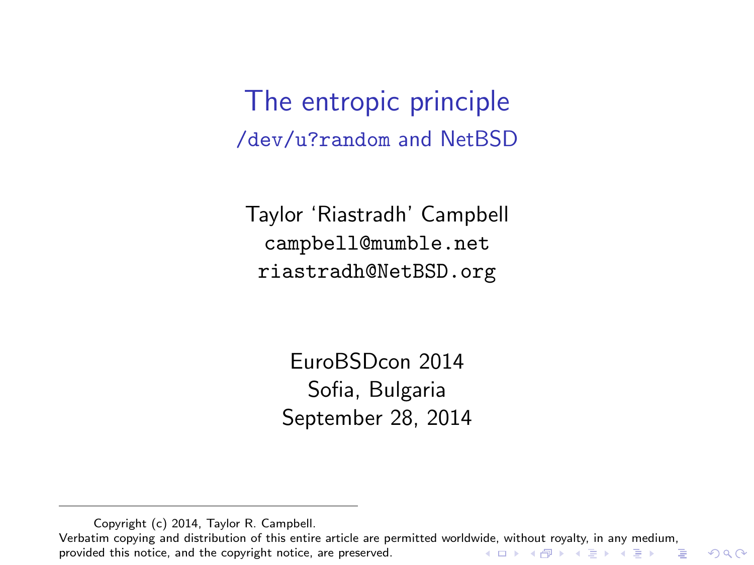# The entropic principle

## `/dev/u?random` and NetBSD

Taylor 'Riastradh' Campbell

`campbell@mumble.net`

`riastradh@NetBSD.org`

EuroBSDcon 2014

Sofia, Bulgaria

September 28, 2014

---

Copyright (c) 2014, Taylor R. Campbell.

Verbatim copying and distribution of this entire article are permitted worldwide, without royalty, in any medium, provided this notice, and the copyright notice, are preserved.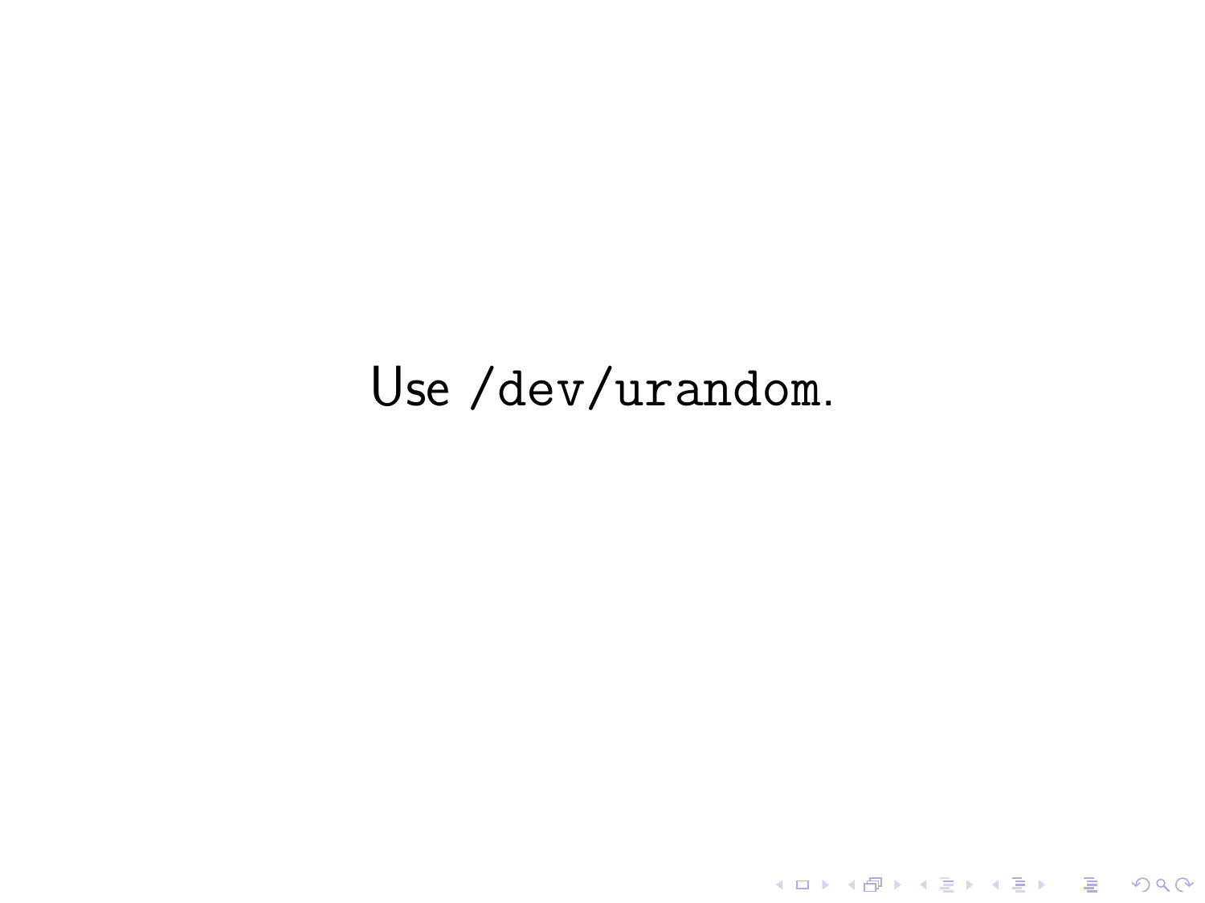Use `/dev/urandom`.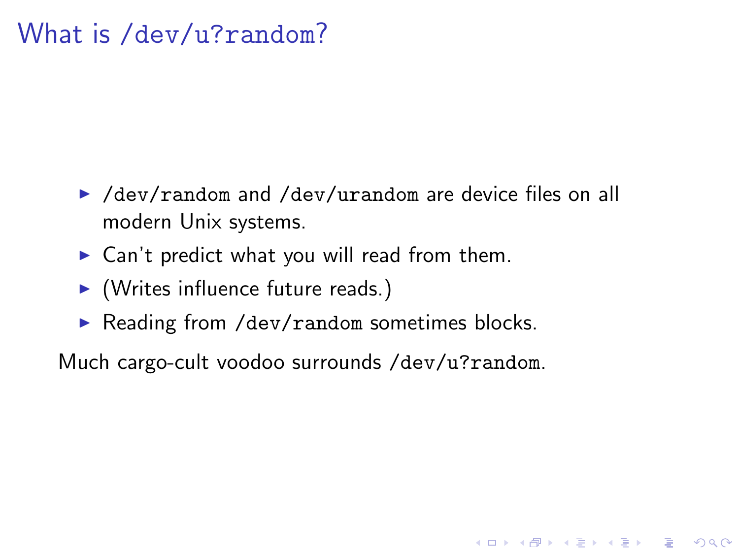# What is `/dev/u?random`?

- `/dev/random` and `/dev/urandom` are device files on all modern Unix systems.
- Can't predict what you will read from them.
- (Writes influence future reads.)
- Reading from `/dev/random` sometimes blocks.

Much cargo-cult voodoo surrounds `/dev/u?random`.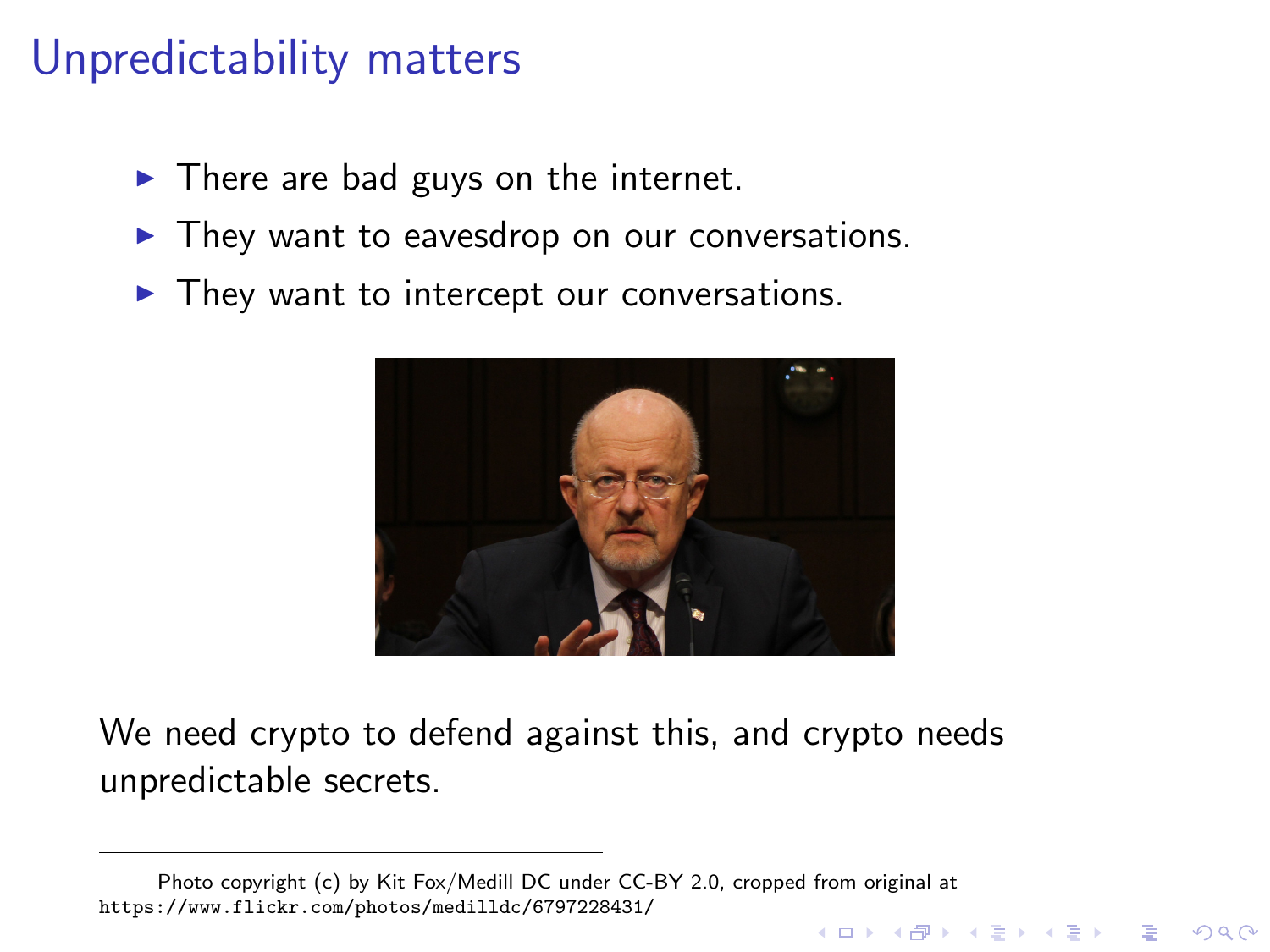# Unpredictability matters

- There are bad guys on the internet.
- They want to eavesdrop on our conversations.
- They want to intercept our conversations.

We need crypto to defend against this, and crypto needs unpredictable secrets.

Photo copyright (c) by Kit Fox/Medill DC under CC-BY 2.0, cropped from original at https://www.flickr.com/photos/medilldc/6797228431/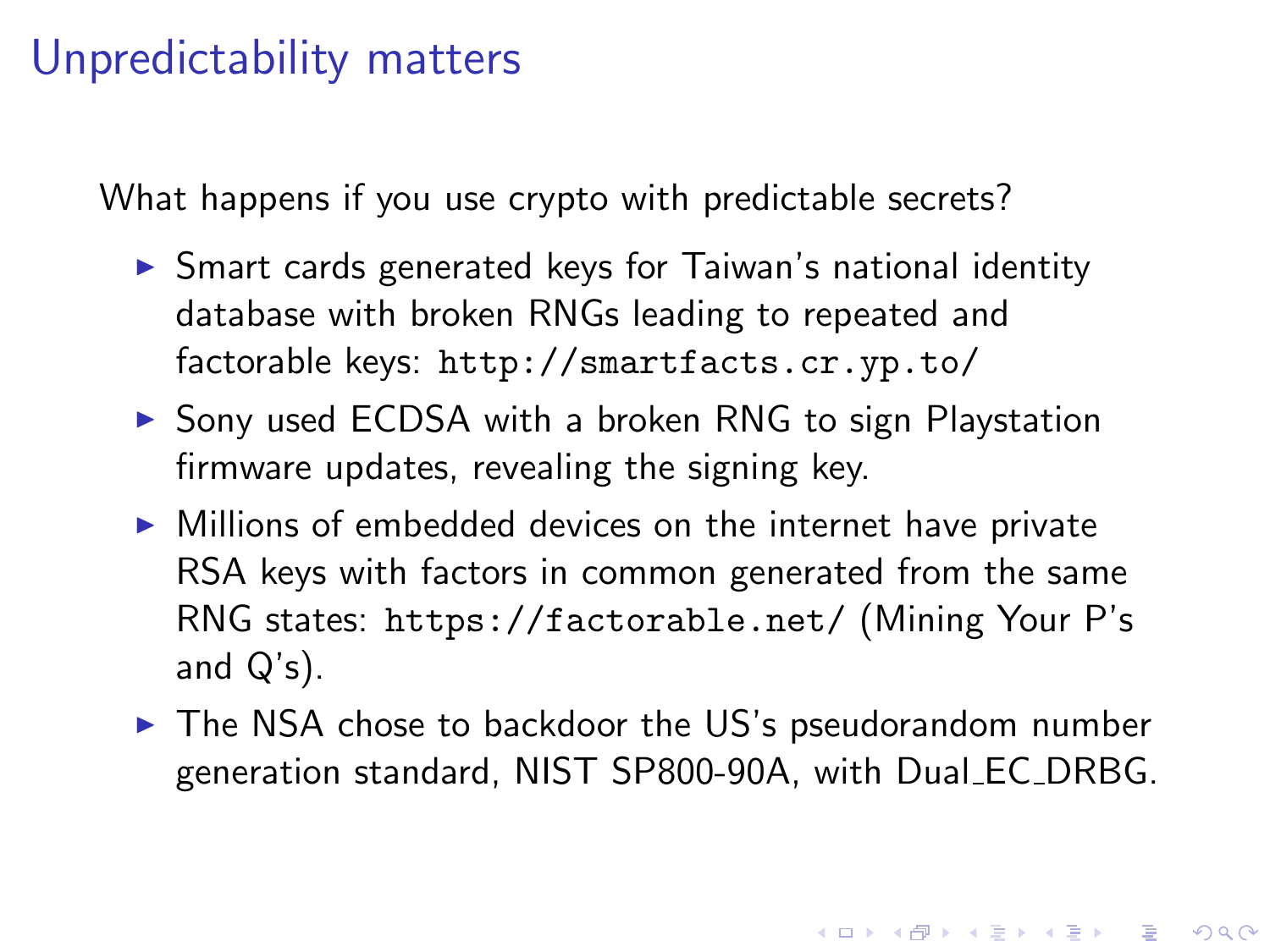# Unpredictability matters

What happens if you use crypto with predictable secrets?

- Smart cards generated keys for Taiwan's national identity database with broken RNGs leading to repeated and factorable keys: `http://smartfacts.cr.yp.to/`
- Sony used ECDSA with a broken RNG to sign Playstation firmware updates, revealing the signing key.
- Millions of embedded devices on the internet have private RSA keys with factors in common generated from the same RNG states: `https://factorable.net/` (Mining Your P's and Q's).
- The NSA chose to backdoor the US's pseudorandom number generation standard, NIST SP800-90A, with Dual_EC_DRBG.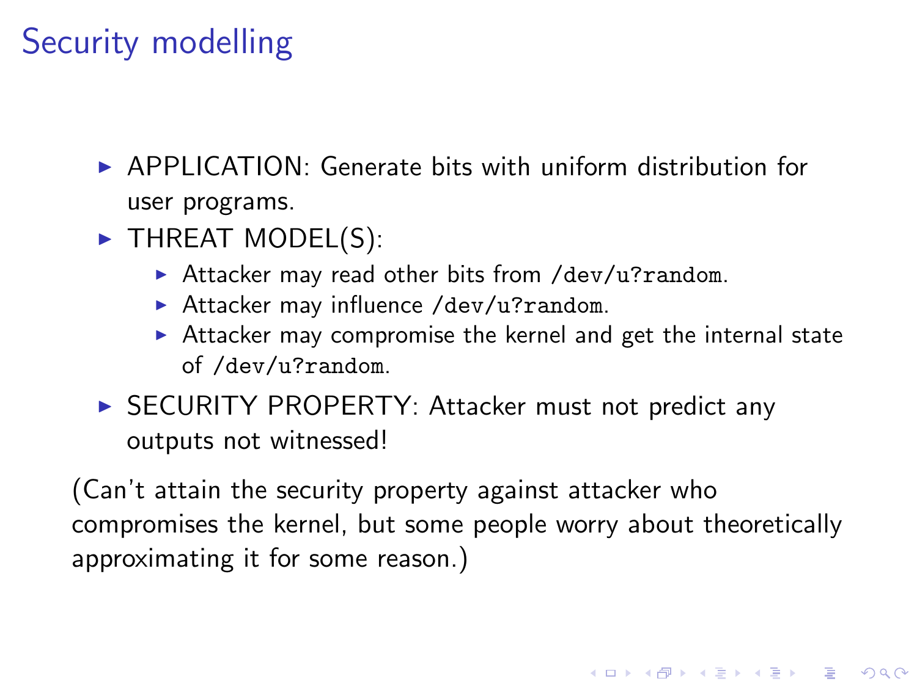# Security modelling

- APPLICATION: Generate bits with uniform distribution for user programs.
- THREAT MODEL(S):
  - Attacker may read other bits from `/dev/u?random`.
  - Attacker may influence `/dev/u?random`.
  - Attacker may compromise the kernel and get the internal state of `/dev/u?random`.
- SECURITY PROPERTY: Attacker must not predict any outputs not witnessed!

(Can't attain the security property against attacker who compromises the kernel, but some people worry about theoretically approximating it for some reason.)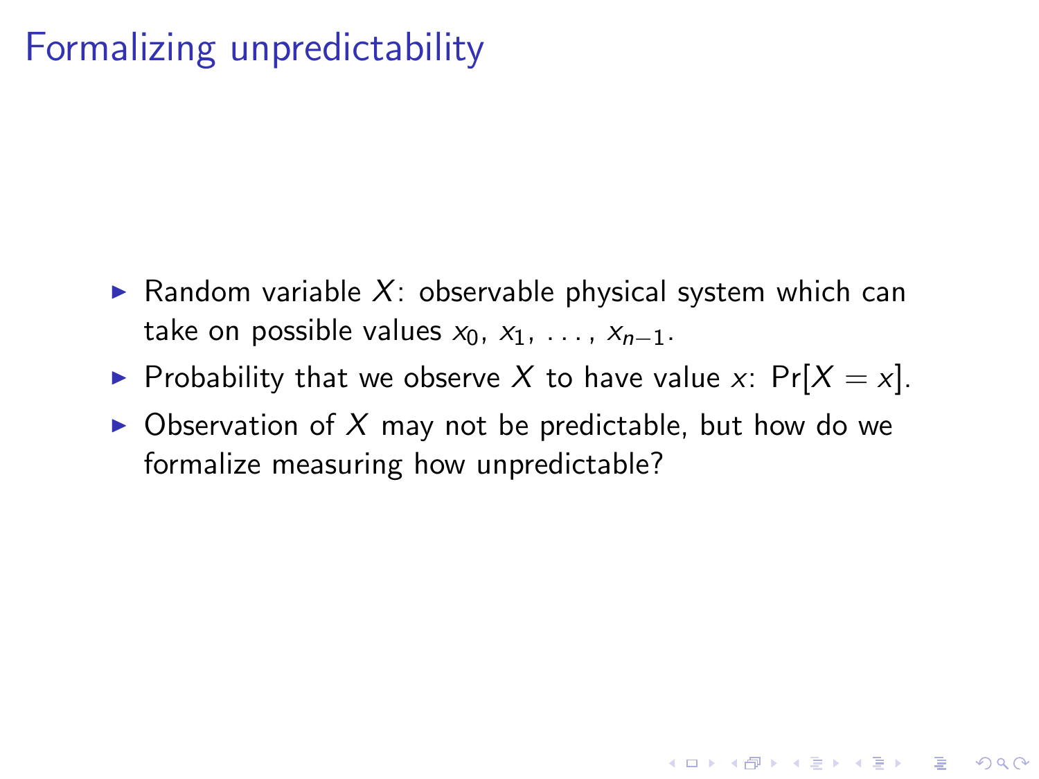# Formalizing unpredictability

- Random variable $X$: observable physical system which can take on possible values $x_0$, $x_1$, ..., $x_{n-1}$.
- Probability that we observe $X$ to have value $x$: $\Pr[X = x]$.
- Observation of $X$ may not be predictable, but how do we formalize measuring how unpredictable?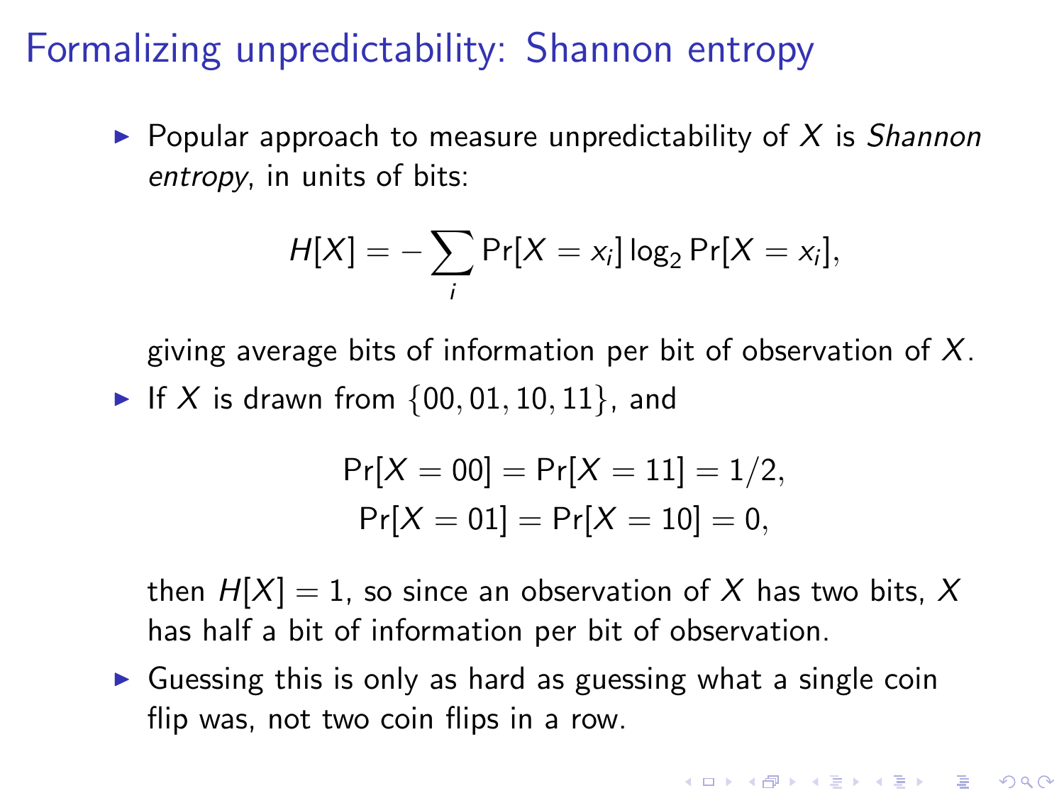# Formalizing unpredictability: Shannon entropy

- Popular approach to measure unpredictability of $X$ is *Shannon entropy*, in units of bits:

  $$H[X] = -\sum_i \Pr[X = x_i] \log_2 \Pr[X = x_i],$$

  giving average bits of information per bit of observation of $X$.

- If $X$ is drawn from $\{00, 01, 10, 11\}$, and

  $$\Pr[X = 00] = \Pr[X = 11] = 1/2,$$
  $$\Pr[X = 01] = \Pr[X = 10] = 0,$$

  then $H[X] = 1$, so since an observation of $X$ has two bits, $X$ has half a bit of information per bit of observation.

- Guessing this is only as hard as guessing what a single coin flip was, not two coin flips in a row.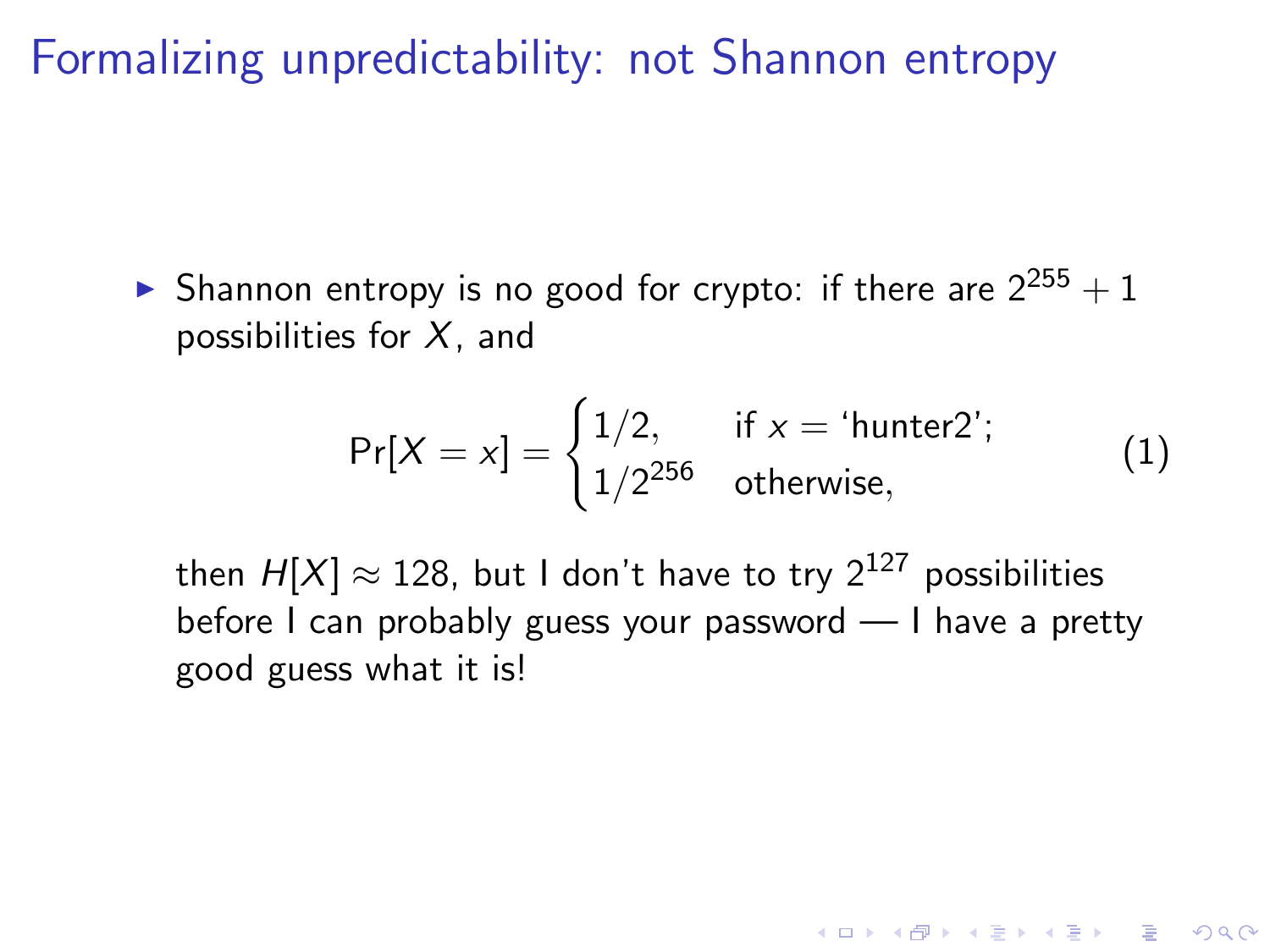# Formalizing unpredictability: not Shannon entropy

- Shannon entropy is no good for crypto: if there are $2^{255} + 1$ possibilities for $X$, and

$$\Pr[X = x] = \begin{cases} 1/2, & \text{if } x = \text{‘hunter2’}; \\ 1/2^{256} & \text{otherwise,} \end{cases} \tag{1}$$

then $H[X] \approx 128$, but I don't have to try $2^{127}$ possibilities before I can probably guess your password — I have a pretty good guess what it is!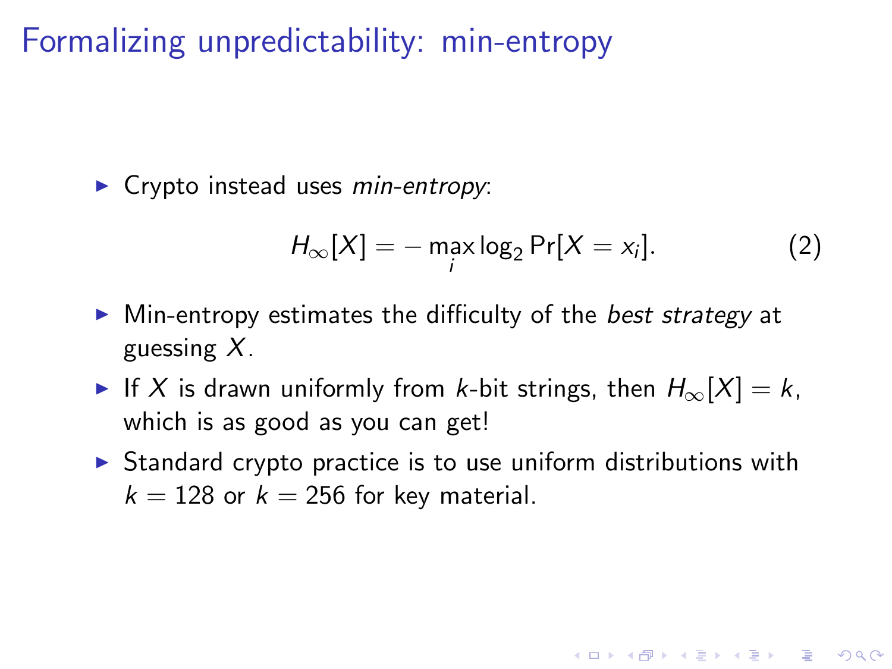# Formalizing unpredictability: min-entropy

- Crypto instead uses *min-entropy*:

$$H_\infty[X] = -\max_i \log_2 \Pr[X = x_i]. \tag{2}$$

- Min-entropy estimates the difficulty of the *best strategy* at guessing $X$.
- If $X$ is drawn uniformly from $k$-bit strings, then $H_\infty[X] = k$, which is as good as you can get!
- Standard crypto practice is to use uniform distributions with $k = 128$ or $k = 256$ for key material.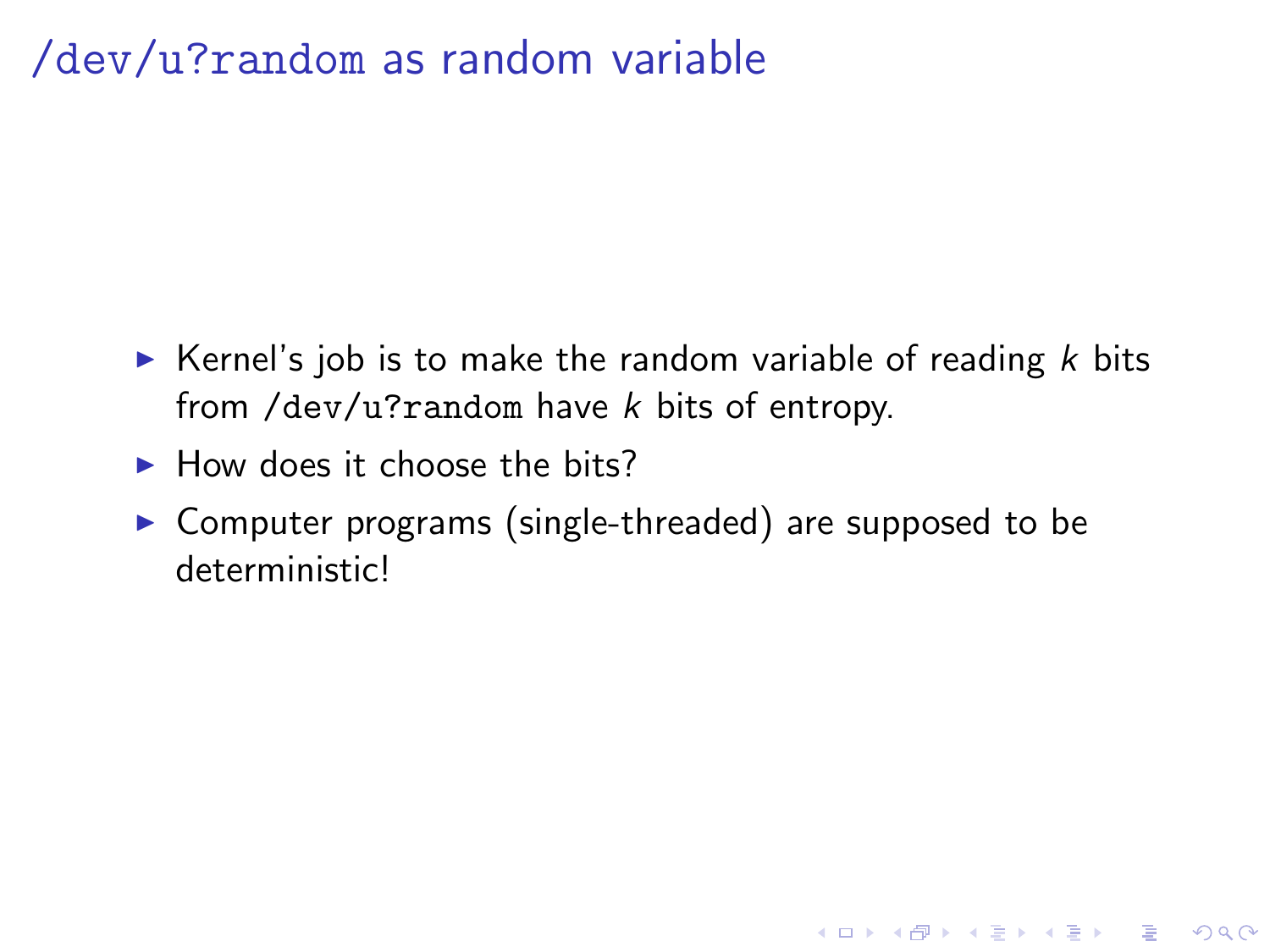# `/dev/u?random` as random variable

- Kernel's job is to make the random variable of reading $k$ bits from `/dev/u?random` have $k$ bits of entropy.
- How does it choose the bits?
- Computer programs (single-threaded) are supposed to be deterministic!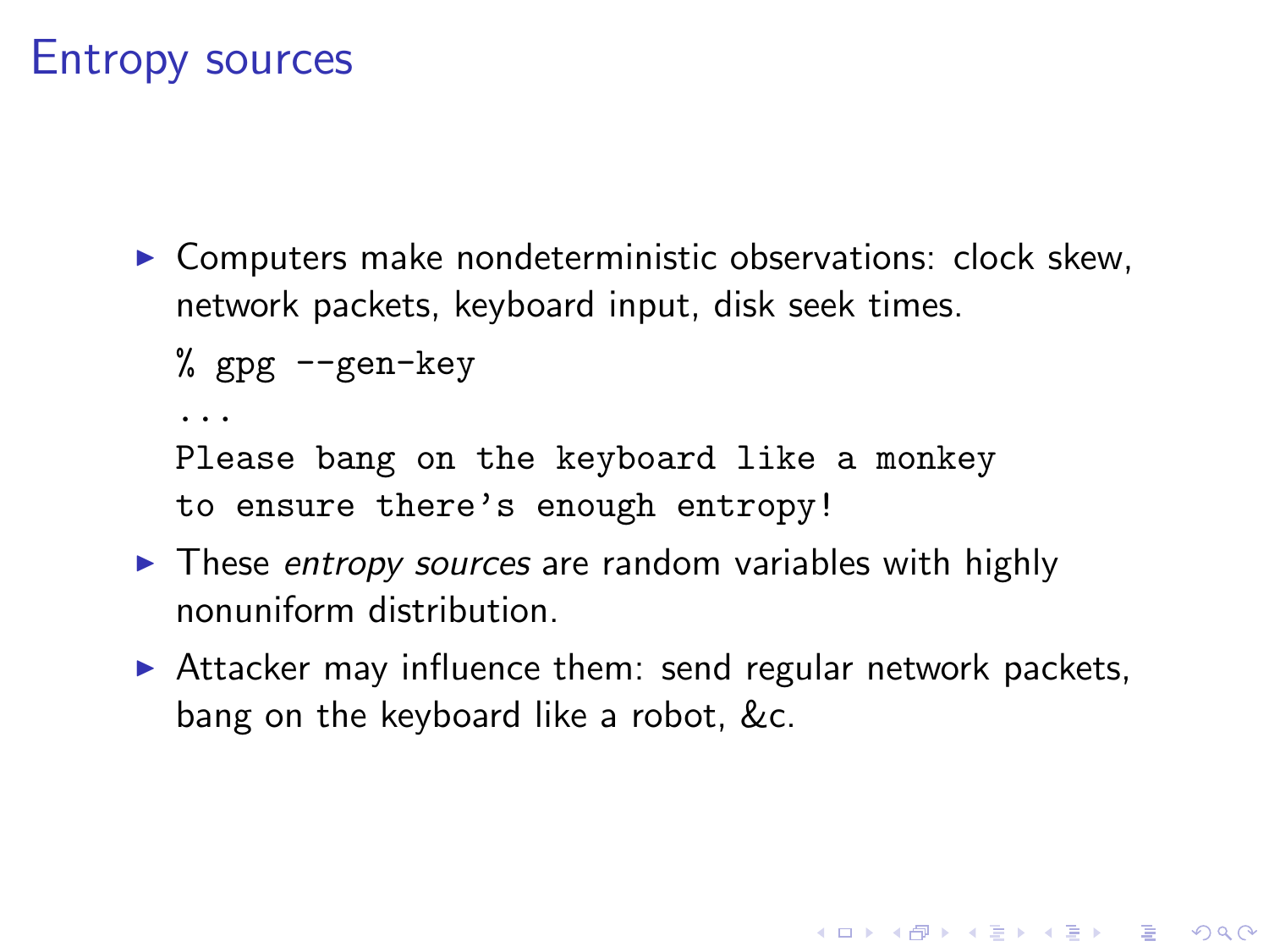# Entropy sources

- Computers make nondeterministic observations: clock skew, network packets, keyboard input, disk seek times.

```
% gpg --gen-key
...
Please bang on the keyboard like a monkey
to ensure there's enough entropy!
```

- These *entropy sources* are random variables with highly nonuniform distribution.
- Attacker may influence them: send regular network packets, bang on the keyboard like a robot, &c.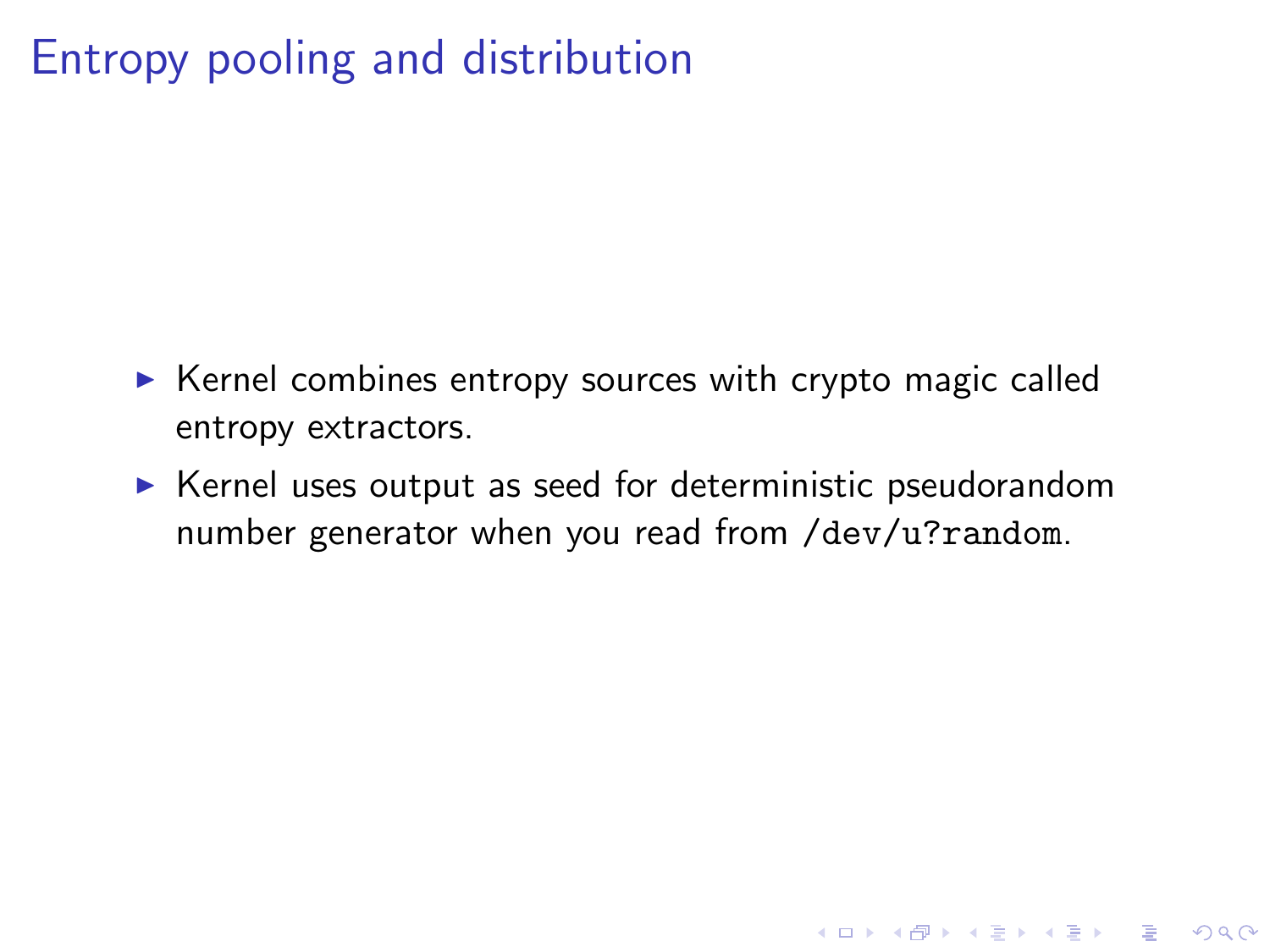# Entropy pooling and distribution

- Kernel combines entropy sources with crypto magic called entropy extractors.
- Kernel uses output as seed for deterministic pseudorandom number generator when you read from `/dev/u?random`.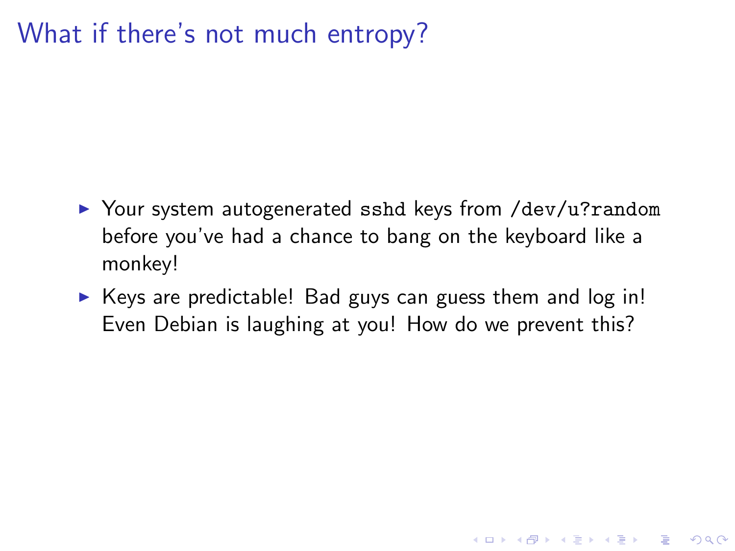# What if there's not much entropy?

- Your system autogenerated `sshd` keys from `/dev/u?random` before you've had a chance to bang on the keyboard like a monkey!
- Keys are predictable! Bad guys can guess them and log in! Even Debian is laughing at you! How do we prevent this?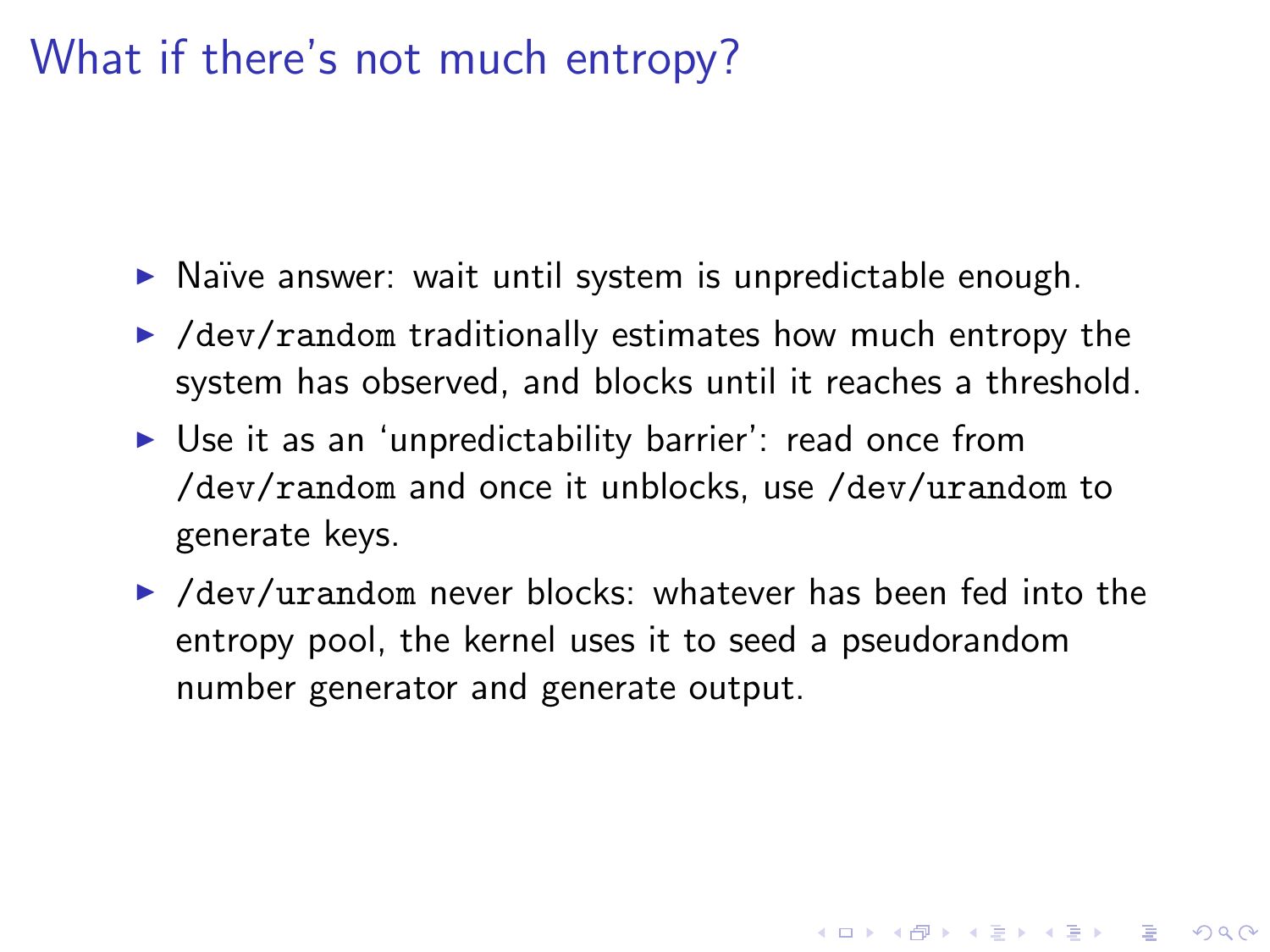# What if there's not much entropy?

- Naïve answer: wait until system is unpredictable enough.
- `/dev/random` traditionally estimates how much entropy the system has observed, and blocks until it reaches a threshold.
- Use it as an 'unpredictability barrier': read once from `/dev/random` and once it unblocks, use `/dev/urandom` to generate keys.
- `/dev/urandom` never blocks: whatever has been fed into the entropy pool, the kernel uses it to seed a pseudorandom number generator and generate output.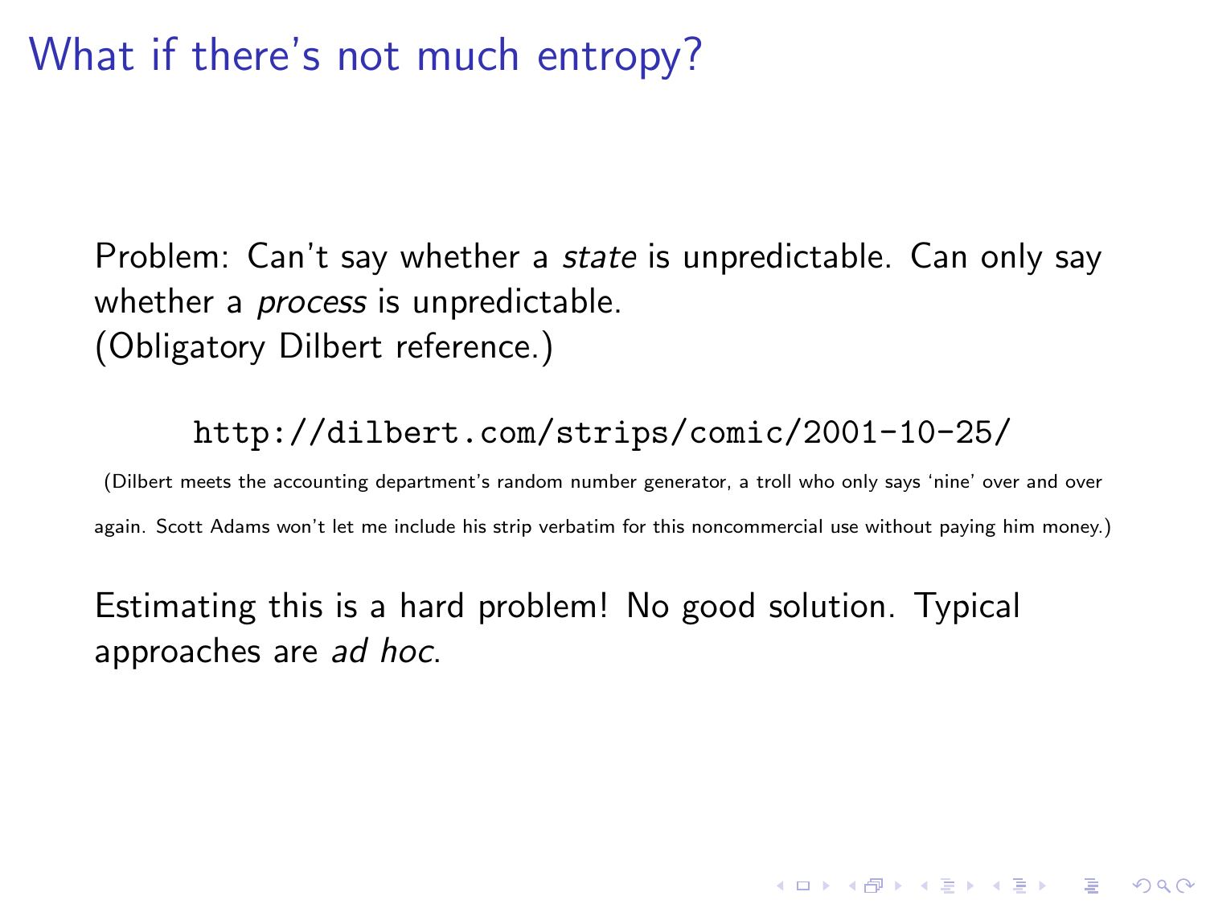# What if there's not much entropy?

Problem: Can't say whether a *state* is unpredictable. Can only say whether a *process* is unpredictable.
(Obligatory Dilbert reference.)

`http://dilbert.com/strips/comic/2001-10-25/`

(Dilbert meets the accounting department's random number generator, a troll who only says 'nine' over and over again. Scott Adams won't let me include his strip verbatim for this noncommercial use without paying him money.)

Estimating this is a hard problem! No good solution. Typical approaches are *ad hoc*.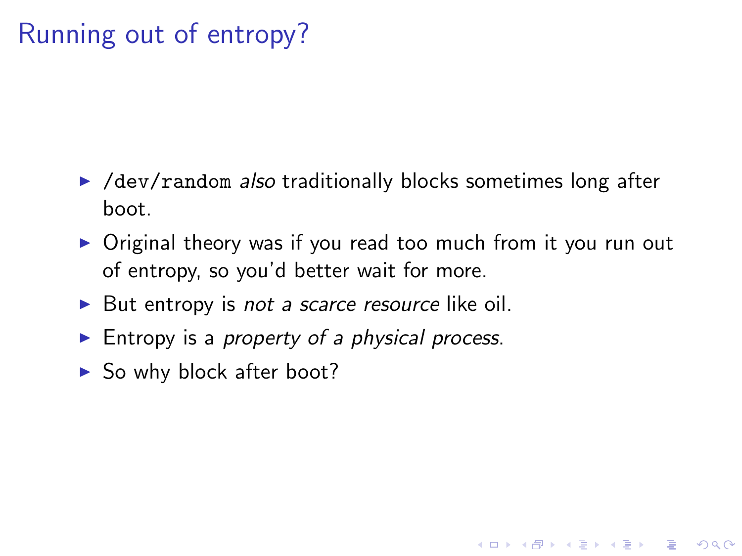# Running out of entropy?

- `/dev/random` *also* traditionally blocks sometimes long after boot.
- Original theory was if you read too much from it you run out of entropy, so you'd better wait for more.
- But entropy is *not a scarce resource* like oil.
- Entropy is a *property of a physical process*.
- So why block after boot?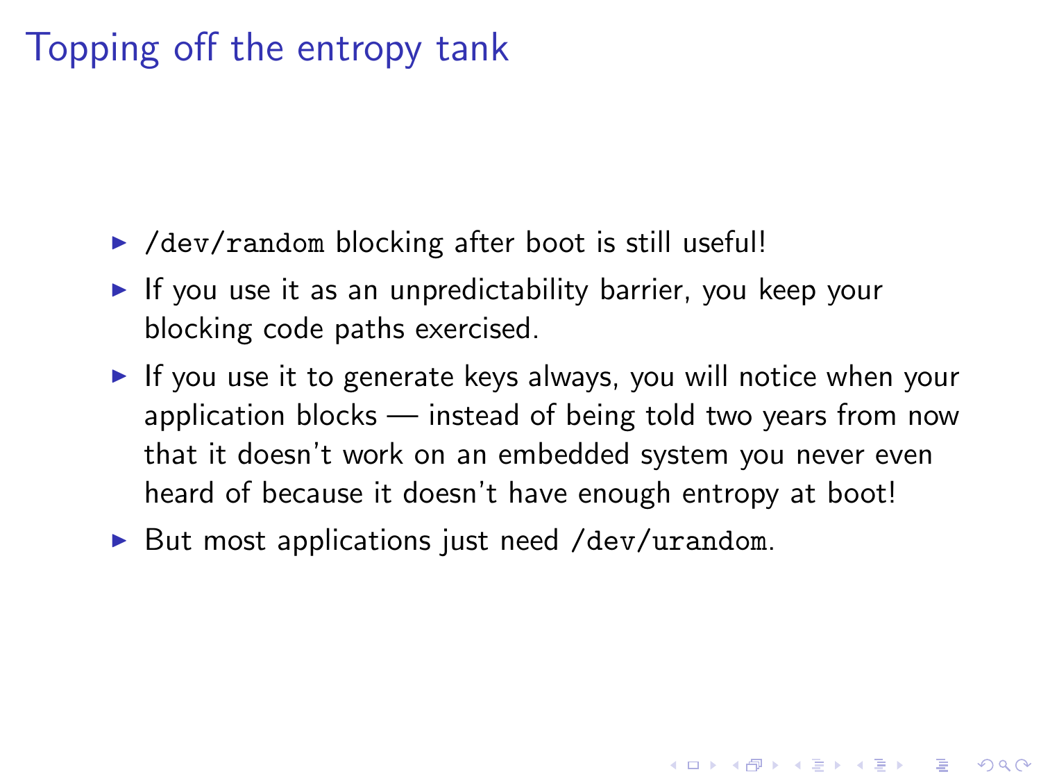# Topping off the entropy tank

- `/dev/random` blocking after boot is still useful!
- If you use it as an unpredictability barrier, you keep your blocking code paths exercised.
- If you use it to generate keys always, you will notice when your application blocks — instead of being told two years from now that it doesn't work on an embedded system you never even heard of because it doesn't have enough entropy at boot!
- But most applications just need `/dev/urandom`.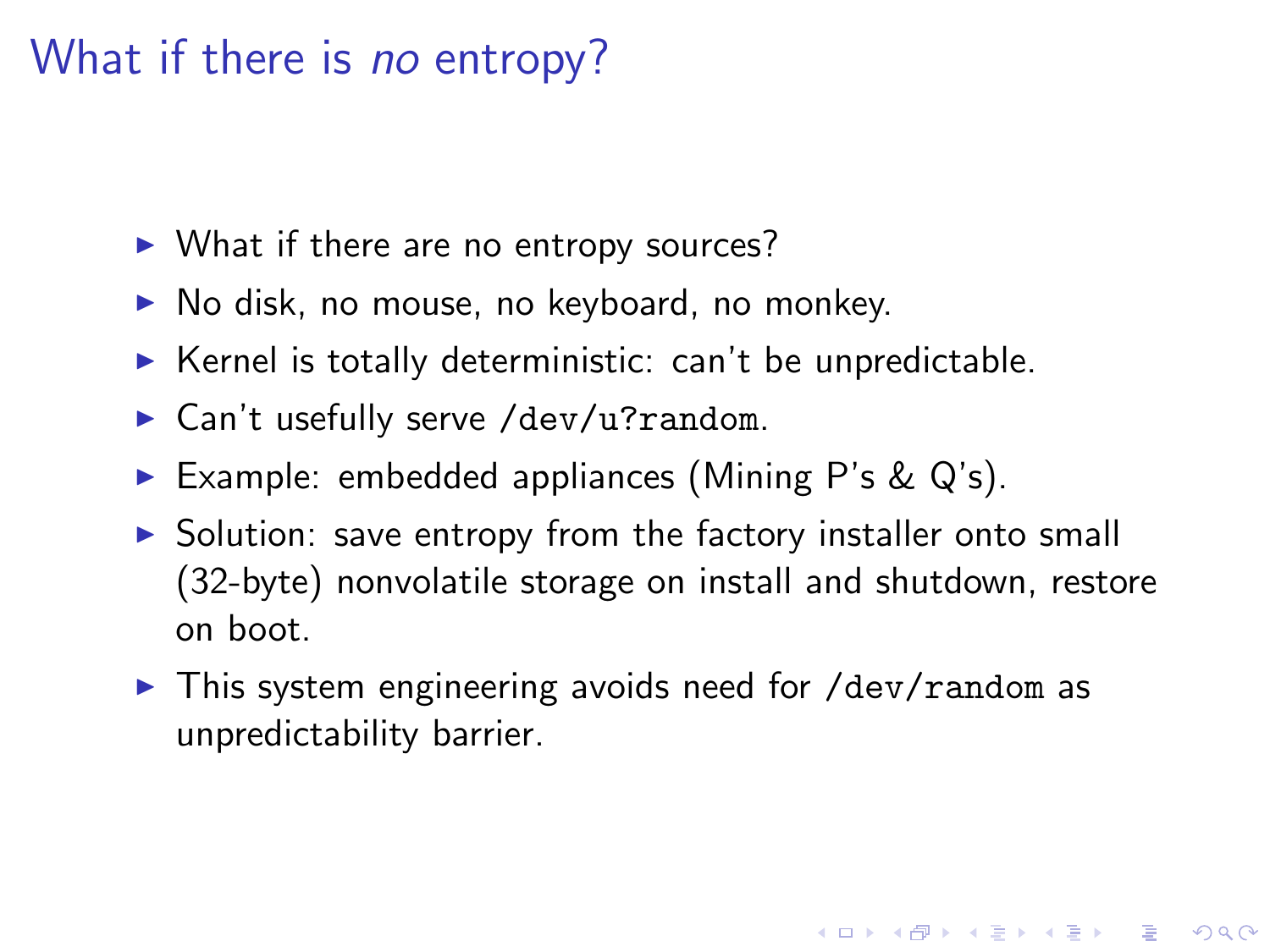# What if there is *no* entropy?

- What if there are no entropy sources?
- No disk, no mouse, no keyboard, no monkey.
- Kernel is totally deterministic: can't be unpredictable.
- Can't usefully serve `/dev/u?random`.
- Example: embedded appliances (Mining P's & Q's).
- Solution: save entropy from the factory installer onto small (32-byte) nonvolatile storage on install and shutdown, restore on boot.
- This system engineering avoids need for `/dev/random` as unpredictability barrier.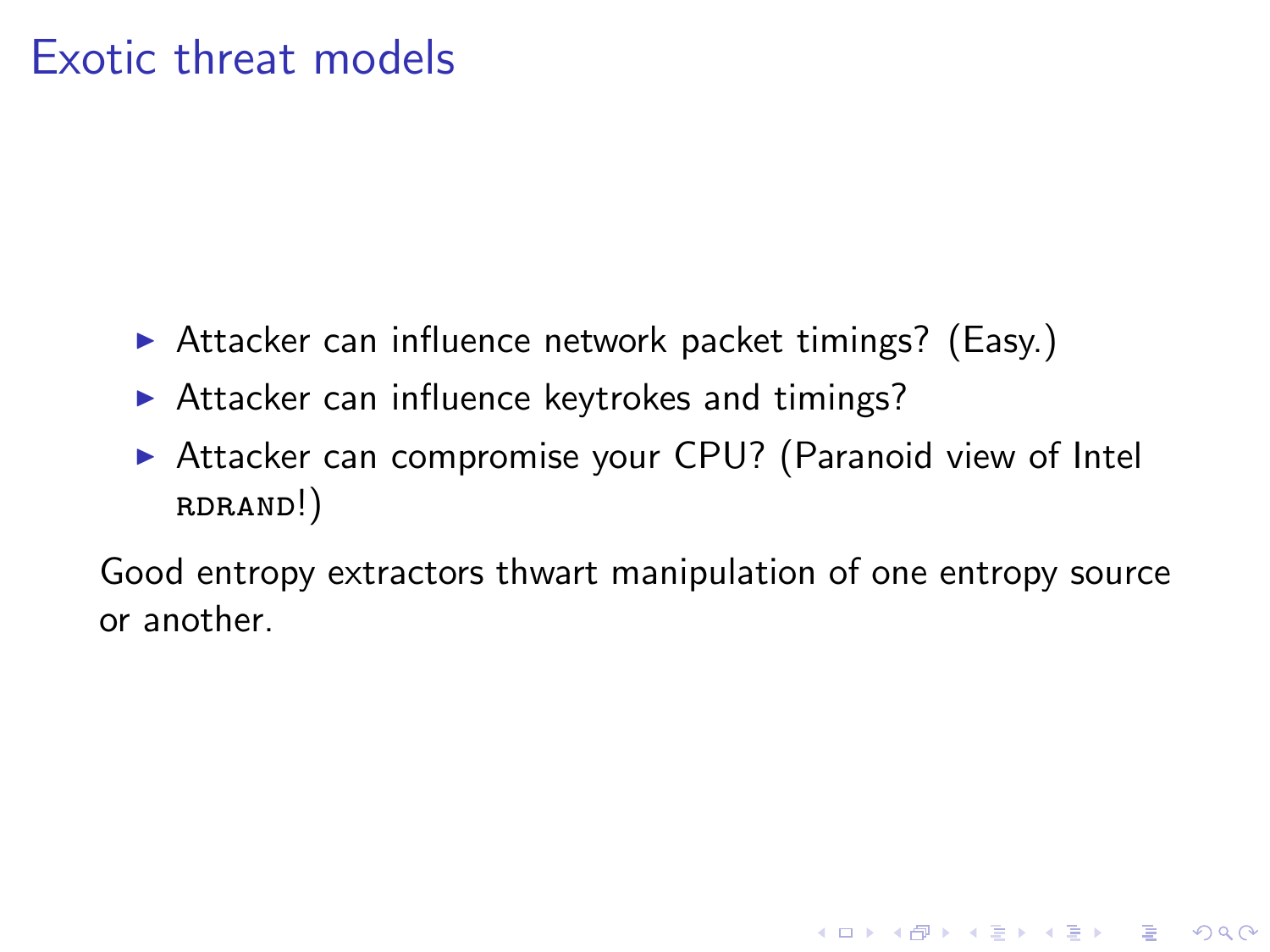# Exotic threat models

- Attacker can influence network packet timings? (Easy.)
- Attacker can influence keytrokes and timings?
- Attacker can compromise your CPU? (Paranoid view of Intel RDRAND!)

Good entropy extractors thwart manipulation of one entropy source or another.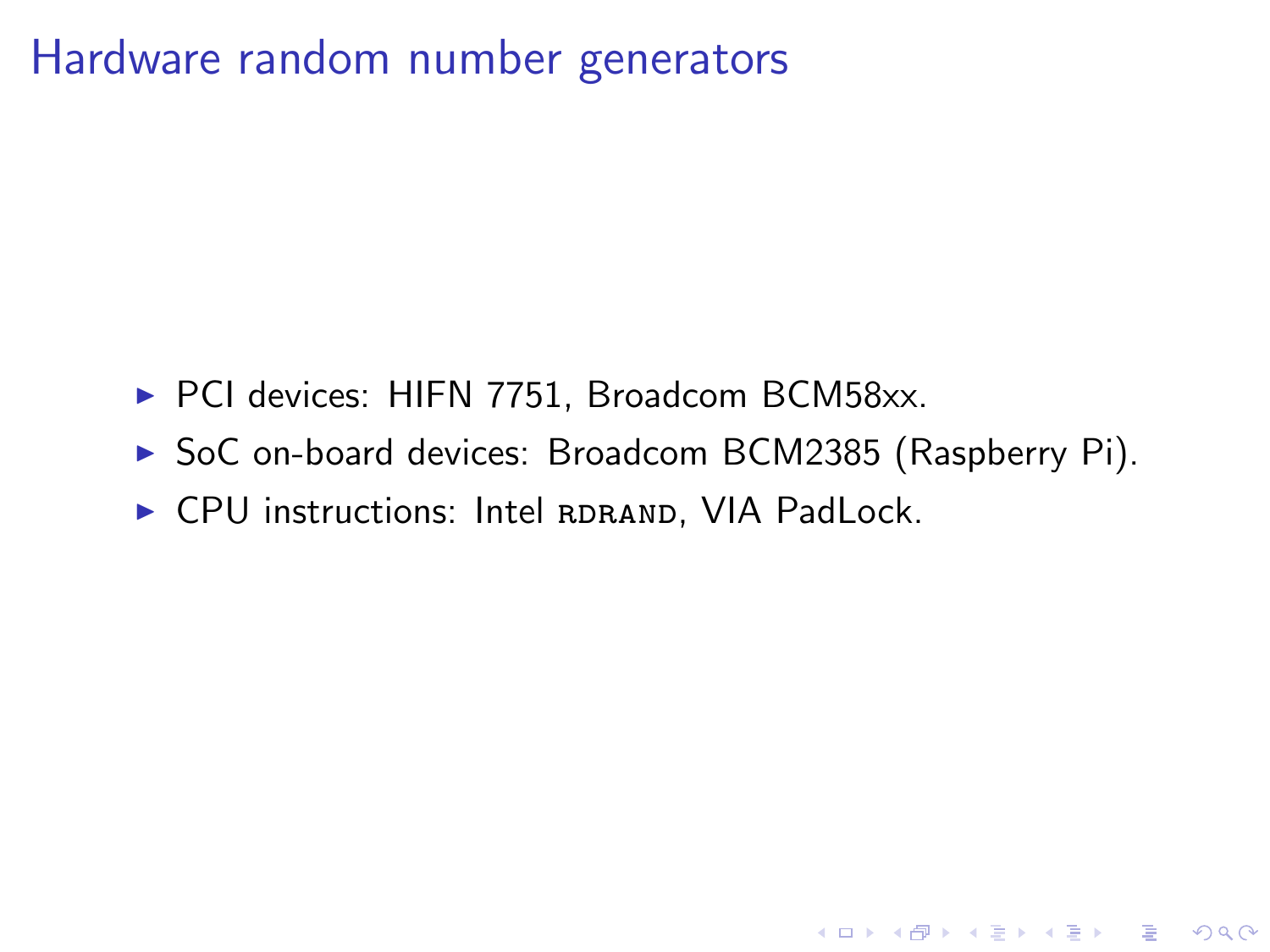# Hardware random number generators

- PCI devices: HIFN 7751, Broadcom BCM58xx.
- SoC on-board devices: Broadcom BCM2385 (Raspberry Pi).
- CPU instructions: Intel RDRAND, VIA PadLock.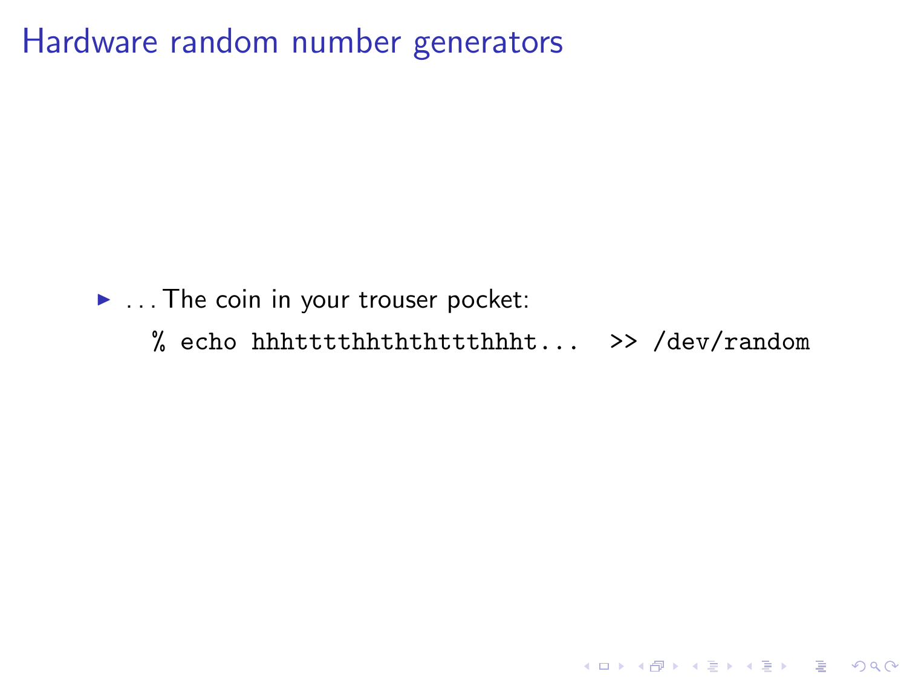# Hardware random number generators

- . . . The coin in your trouser pocket:

```
% echo hhhttttthhthththttthhht...  >> /dev/random
```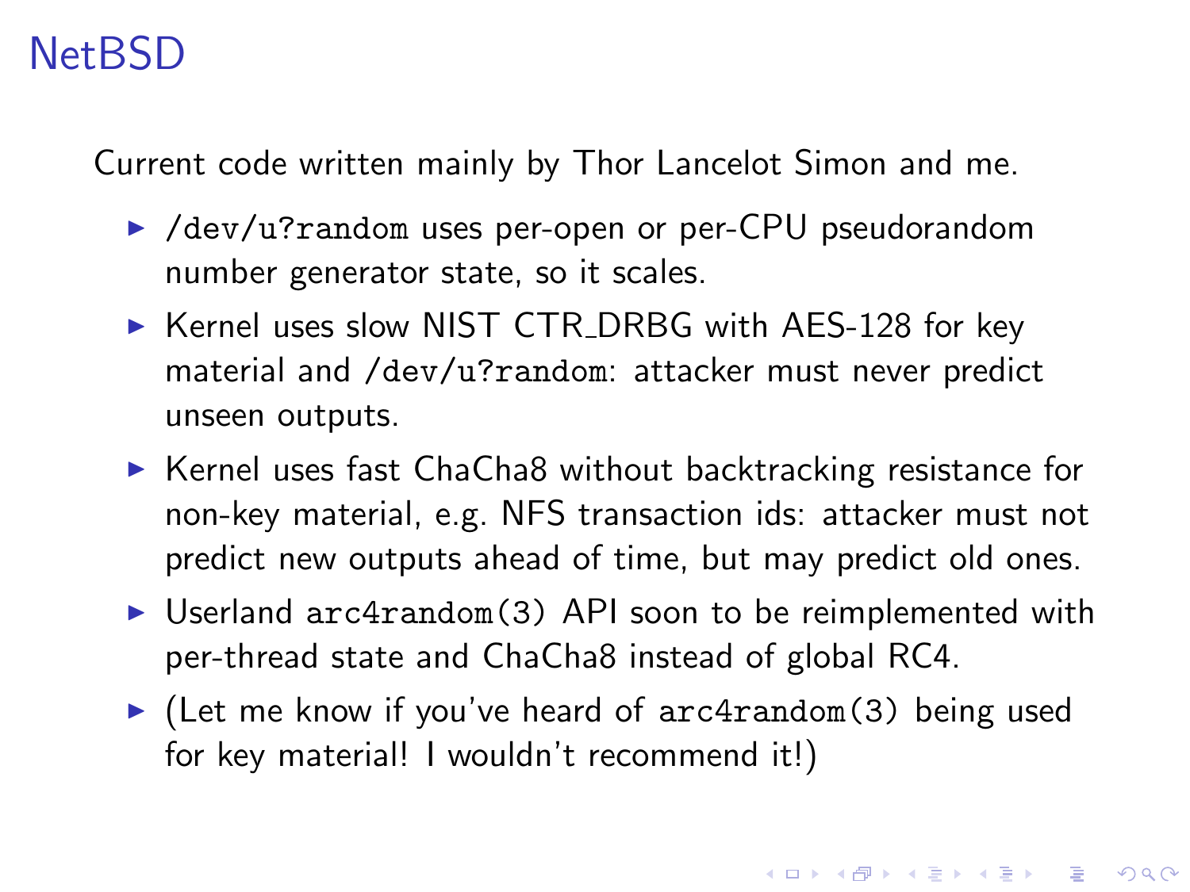# NetBSD

Current code written mainly by Thor Lancelot Simon and me.

- `/dev/u?random` uses per-open or per-CPU pseudorandom number generator state, so it scales.
- Kernel uses slow NIST CTR_DRBG with AES-128 for key material and `/dev/u?random`: attacker must never predict unseen outputs.
- Kernel uses fast ChaCha8 without backtracking resistance for non-key material, e.g. NFS transaction ids: attacker must not predict new outputs ahead of time, but may predict old ones.
- Userland `arc4random(3)` API soon to be reimplemented with per-thread state and ChaCha8 instead of global RC4.
- (Let me know if you've heard of `arc4random(3)` being used for key material! I wouldn't recommend it!)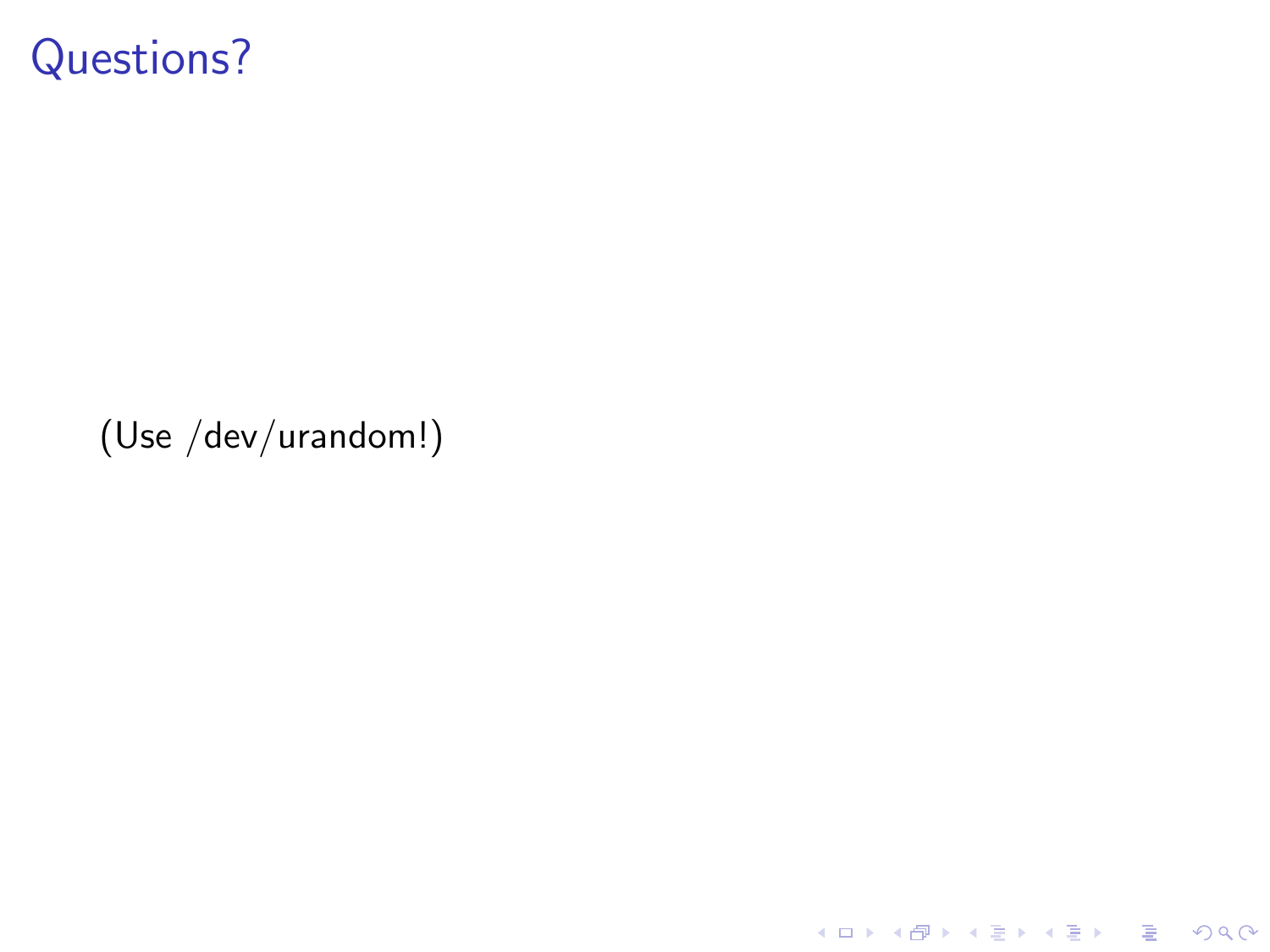# Questions?

(Use /dev/urandom!)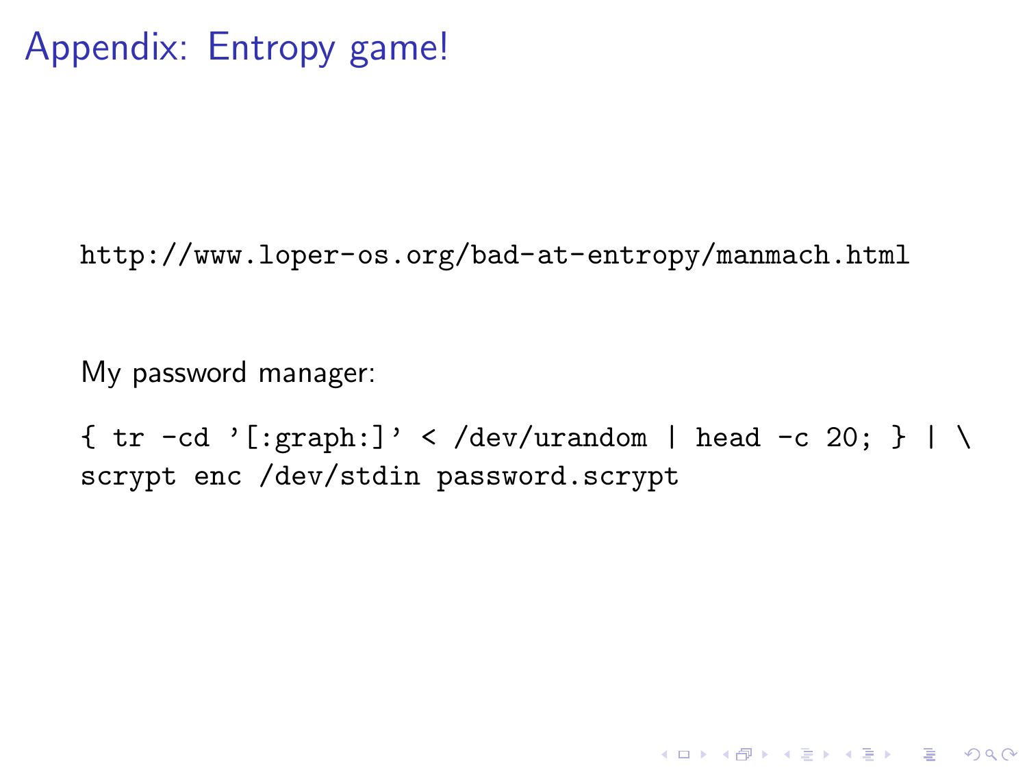# Appendix: Entropy game!

http://www.loper-os.org/bad-at-entropy/manmach.html

My password manager:

```
{ tr -cd '[:graph:]' < /dev/urandom | head -c 20; } | \
scrypt enc /dev/stdin password.scrypt
```